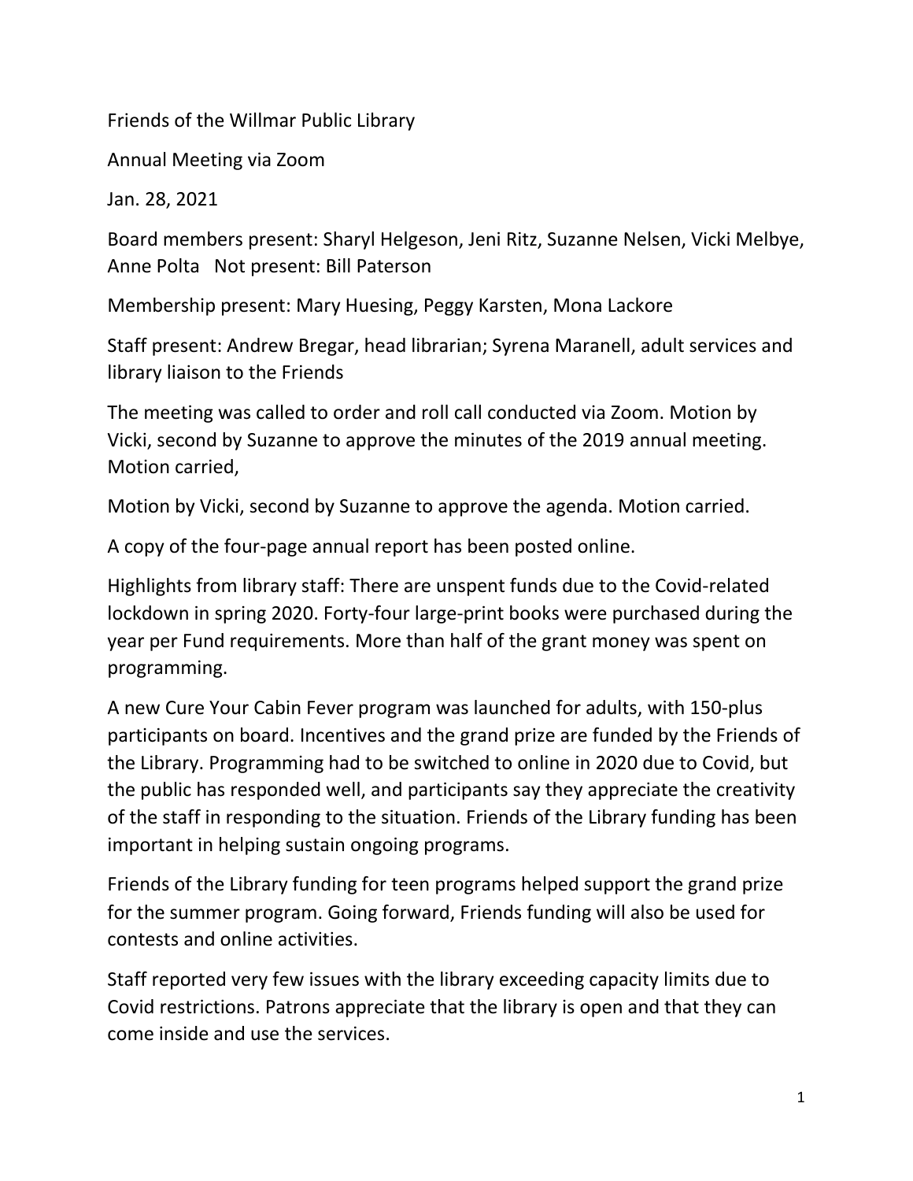Friends of the Willmar Public Library

Annual Meeting via Zoom

Jan. 28, 2021

Board members present: Sharyl Helgeson, Jeni Ritz, Suzanne Nelsen, Vicki Melbye, Anne Polta   Not present: Bill Paterson

Membership present: Mary Huesing, Peggy Karsten, Mona Lackore

Staff present: Andrew Bregar, head librarian; Syrena Maranell, adult services and library liaison to the Friends

The meeting was called to order and roll call conducted via Zoom. Motion by Vicki, second by Suzanne to approve the minutes of the 2019 annual meeting. Motion carried,

Motion by Vicki, second by Suzanne to approve the agenda. Motion carried.

A copy of the four-page annual report has been posted online.

Highlights from library staff: There are unspent funds due to the Covid-related lockdown in spring 2020. Forty-four large-print books were purchased during the year per Fund requirements. More than half of the grant money was spent on programming.

A new Cure Your Cabin Fever program was launched for adults, with 150-plus participants on board. Incentives and the grand prize are funded by the Friends of the Library. Programming had to be switched to online in 2020 due to Covid, but the public has responded well, and participants say they appreciate the creativity of the staff in responding to the situation. Friends of the Library funding has been important in helping sustain ongoing programs.

Friends of the Library funding for teen programs helped support the grand prize for the summer program. Going forward, Friends funding will also be used for contests and online activities.

Staff reported very few issues with the library exceeding capacity limits due to Covid restrictions. Patrons appreciate that the library is open and that they can come inside and use the services.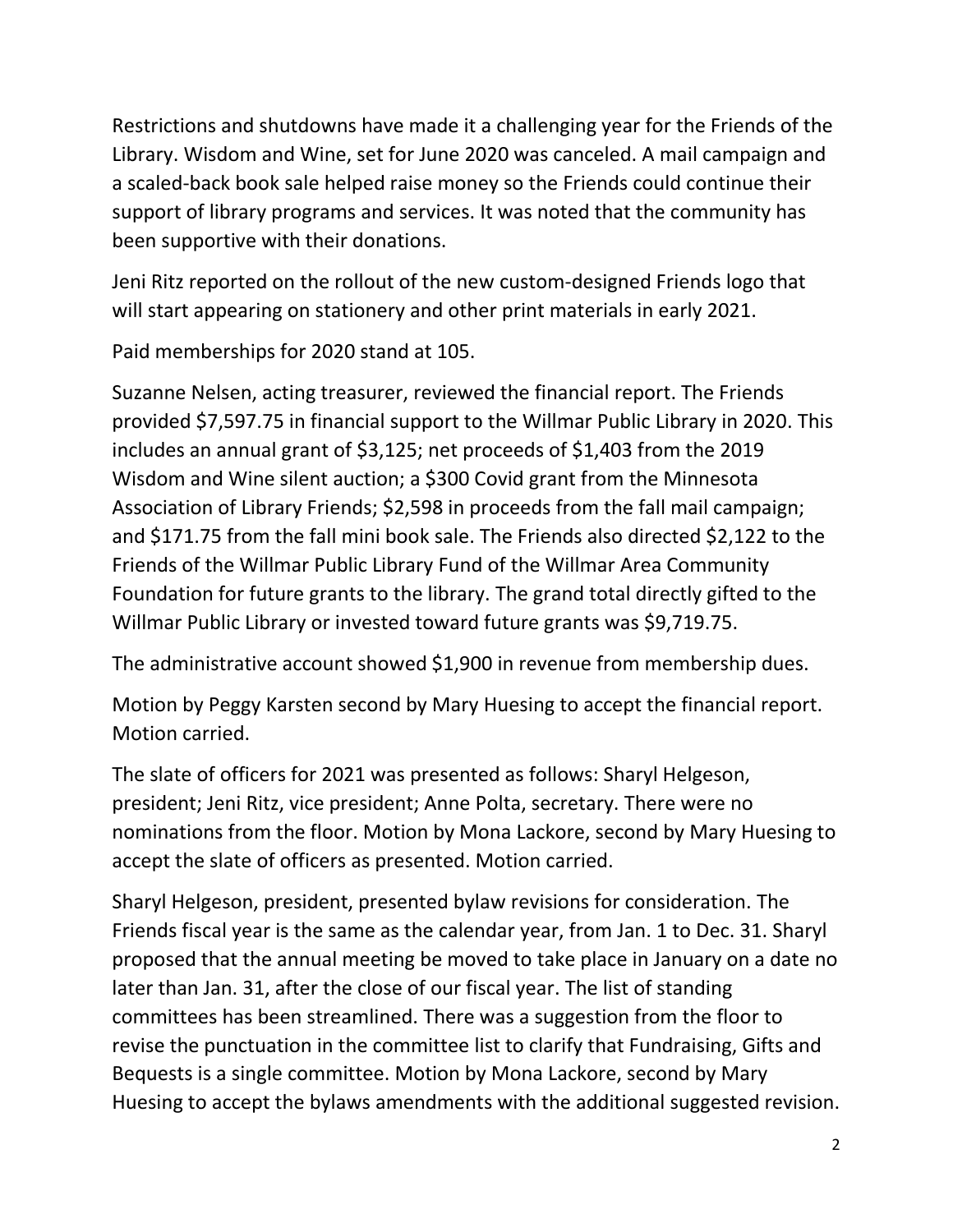Restrictions and shutdowns have made it a challenging year for the Friends of the Library. Wisdom and Wine, set for June 2020 was canceled. A mail campaign and a scaled-back book sale helped raise money so the Friends could continue their support of library programs and services. It was noted that the community has been supportive with their donations.

Jeni Ritz reported on the rollout of the new custom-designed Friends logo that will start appearing on stationery and other print materials in early 2021.

Paid memberships for 2020 stand at 105.

Suzanne Nelsen, acting treasurer, reviewed the financial report. The Friends provided $7,597.75 in financial support to the Willmar Public Library in 2020. This includes an annual grant of $3,125; net proceeds of $1,403 from the 2019 Wisdom and Wine silent auction; a $300 Covid grant from the Minnesota Association of Library Friends; $2,598 in proceeds from the fall mail campaign; and $171.75 from the fall mini book sale. The Friends also directed $2,122 to the Friends of the Willmar Public Library Fund of the Willmar Area Community Foundation for future grants to the library. The grand total directly gifted to the Willmar Public Library or invested toward future grants was $9,719.75.

The administrative account showed $1,900 in revenue from membership dues.

Motion by Peggy Karsten second by Mary Huesing to accept the financial report. Motion carried.

The slate of officers for 2021 was presented as follows: Sharyl Helgeson, president; Jeni Ritz, vice president; Anne Polta, secretary. There were no nominations from the floor. Motion by Mona Lackore, second by Mary Huesing to accept the slate of officers as presented. Motion carried.

Sharyl Helgeson, president, presented bylaw revisions for consideration. The Friends fiscal year is the same as the calendar year, from Jan. 1 to Dec. 31. Sharyl proposed that the annual meeting be moved to take place in January on a date no later than Jan. 31, after the close of our fiscal year. The list of standing committees has been streamlined. There was a suggestion from the floor to revise the punctuation in the committee list to clarify that Fundraising, Gifts and Bequests is a single committee. Motion by Mona Lackore, second by Mary Huesing to accept the bylaws amendments with the additional suggested revision.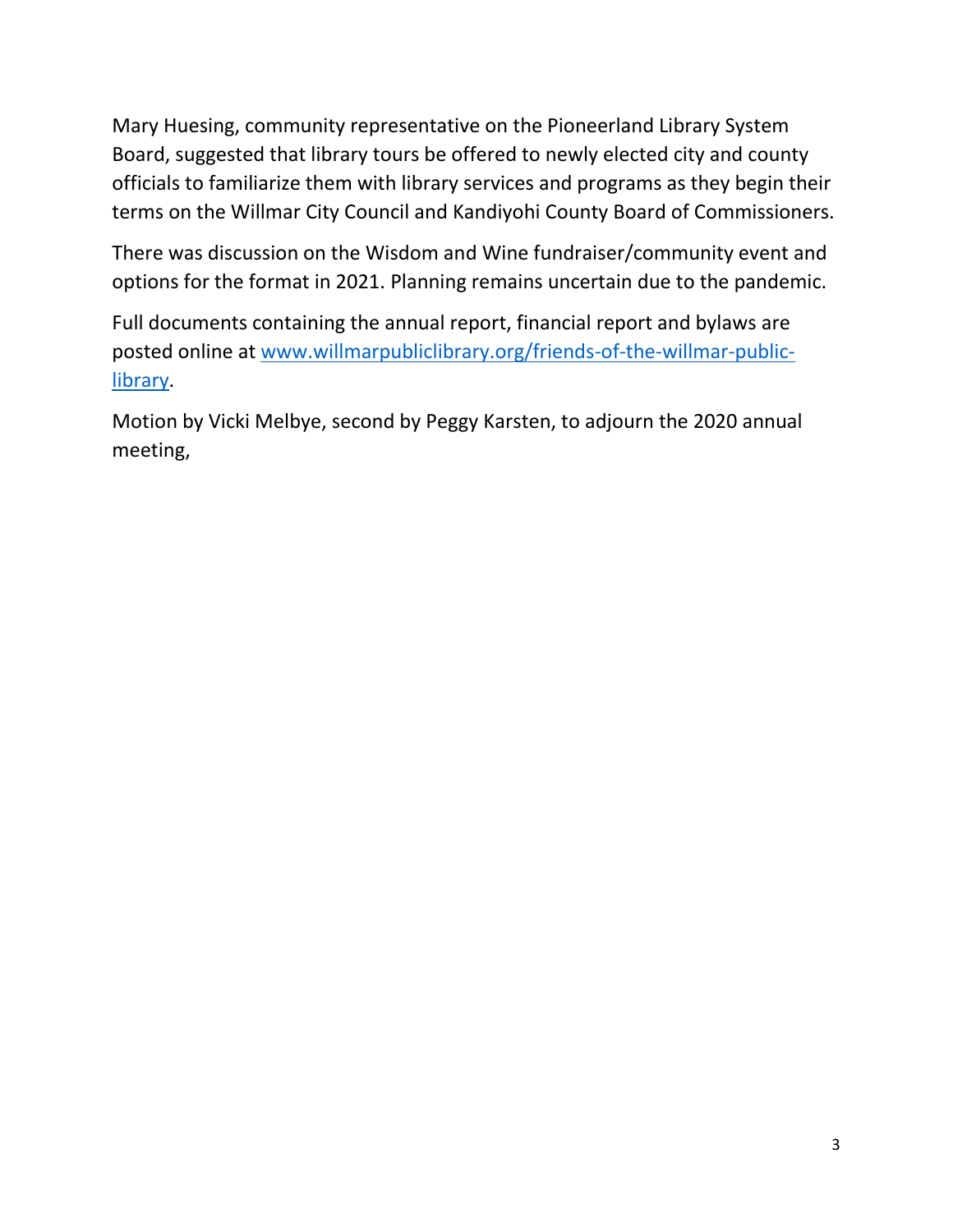Mary Huesing, community representative on the Pioneerland Library System Board, suggested that library tours be offered to newly elected city and county officials to familiarize them with library services and programs as they begin their terms on the Willmar City Council and Kandiyohi County Board of Commissioners.

There was discussion on the Wisdom and Wine fundraiser/community event and options for the format in 2021. Planning remains uncertain due to the pandemic.

Full documents containing the annual report, financial report and bylaws are posted online at [www.willmarpubliclibrary.org/friends-of-the-willmar-public-library](www.willmarpubliclibrary.org/friends-of-the-willmar-public-library).

Motion by Vicki Melbye, second by Peggy Karsten, to adjourn the 2020 annual meeting,